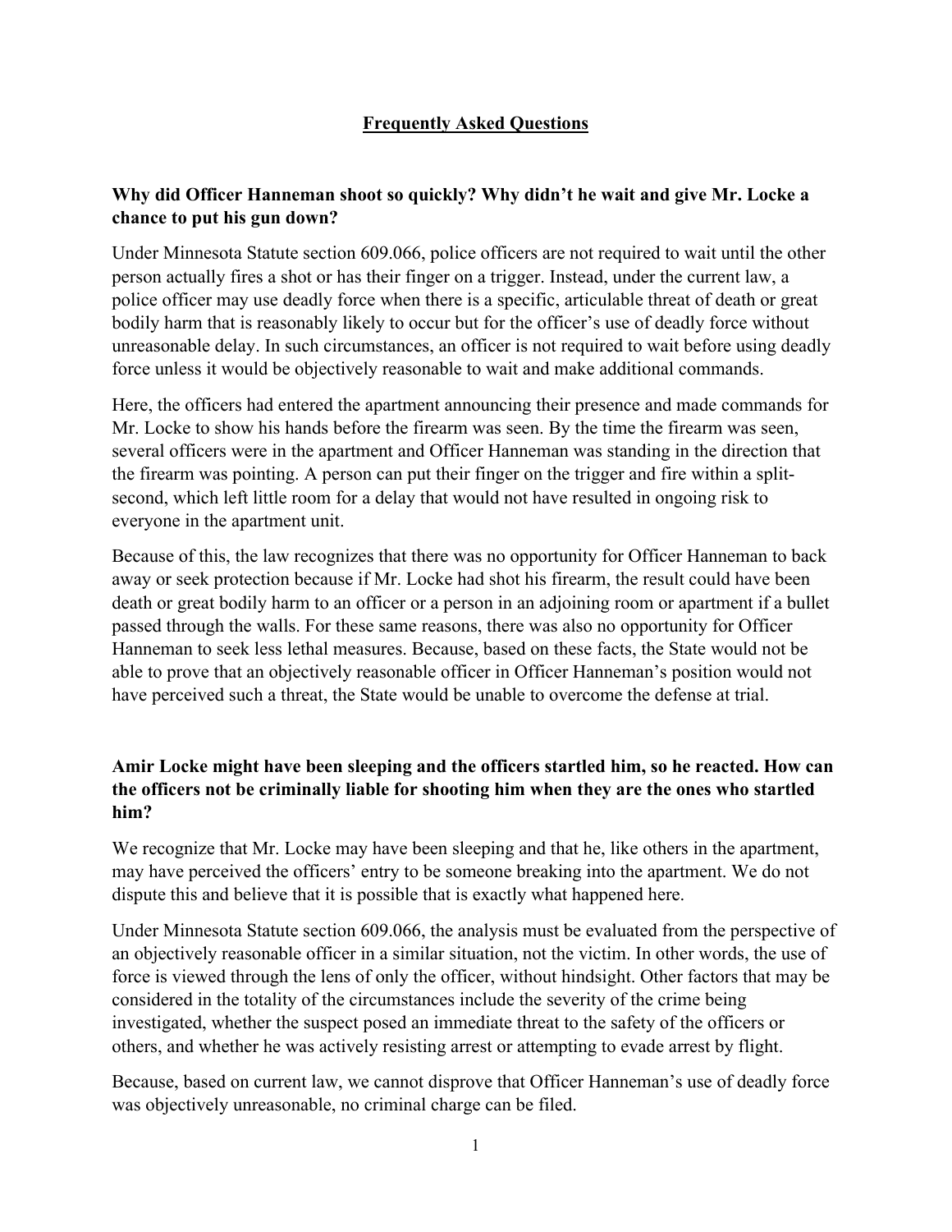# Frequently Asked Questions

## Why did Officer Hanneman shoot so quickly? Why didn't he wait and give Mr. Locke a chance to put his gun down?

Under Minnesota Statute section 609.066, police officers are not required to wait until the other person actually fires a shot or has their finger on a trigger. Instead, under the current law, a police officer may use deadly force when there is a specific, articulable threat of death or great bodily harm that is reasonably likely to occur but for the officer's use of deadly force without unreasonable delay. In such circumstances, an officer is not required to wait before using deadly force unless it would be objectively reasonable to wait and make additional commands.

Here, the officers had entered the apartment announcing their presence and made commands for Mr. Locke to show his hands before the firearm was seen. By the time the firearm was seen, several officers were in the apartment and Officer Hanneman was standing in the direction that the firearm was pointing. A person can put their finger on the trigger and fire within a split-second, which left little room for a delay that would not have resulted in ongoing risk to everyone in the apartment unit.

Because of this, the law recognizes that there was no opportunity for Officer Hanneman to back away or seek protection because if Mr. Locke had shot his firearm, the result could have been death or great bodily harm to an officer or a person in an adjoining room or apartment if a bullet passed through the walls. For these same reasons, there was also no opportunity for Officer Hanneman to seek less lethal measures. Because, based on these facts, the State would not be able to prove that an objectively reasonable officer in Officer Hanneman's position would not have perceived such a threat, the State would be unable to overcome the defense at trial.

## Amir Locke might have been sleeping and the officers startled him, so he reacted. How can the officers not be criminally liable for shooting him when they are the ones who startled him?

We recognize that Mr. Locke may have been sleeping and that he, like others in the apartment, may have perceived the officers' entry to be someone breaking into the apartment. We do not dispute this and believe that it is possible that is exactly what happened here.

Under Minnesota Statute section 609.066, the analysis must be evaluated from the perspective of an objectively reasonable officer in a similar situation, not the victim. In other words, the use of force is viewed through the lens of only the officer, without hindsight. Other factors that may be considered in the totality of the circumstances include the severity of the crime being investigated, whether the suspect posed an immediate threat to the safety of the officers or others, and whether he was actively resisting arrest or attempting to evade arrest by flight.

Because, based on current law, we cannot disprove that Officer Hanneman's use of deadly force was objectively unreasonable, no criminal charge can be filed.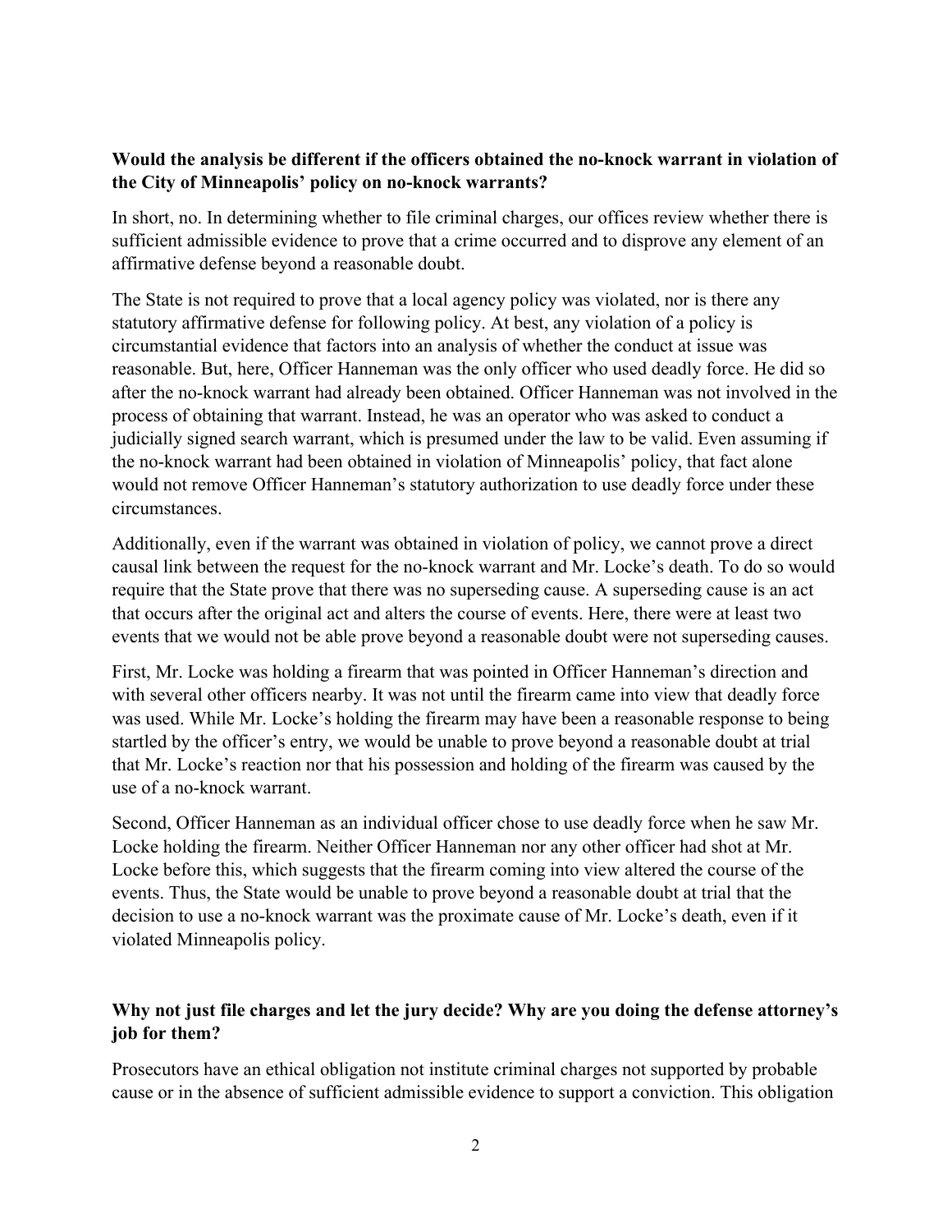**Would the analysis be different if the officers obtained the no-knock warrant in violation of the City of Minneapolis' policy on no-knock warrants?**

In short, no. In determining whether to file criminal charges, our offices review whether there is sufficient admissible evidence to prove that a crime occurred and to disprove any element of an affirmative defense beyond a reasonable doubt.

The State is not required to prove that a local agency policy was violated, nor is there any statutory affirmative defense for following policy. At best, any violation of a policy is circumstantial evidence that factors into an analysis of whether the conduct at issue was reasonable. But, here, Officer Hanneman was the only officer who used deadly force. He did so after the no-knock warrant had already been obtained. Officer Hanneman was not involved in the process of obtaining that warrant. Instead, he was an operator who was asked to conduct a judicially signed search warrant, which is presumed under the law to be valid. Even assuming if the no-knock warrant had been obtained in violation of Minneapolis' policy, that fact alone would not remove Officer Hanneman's statutory authorization to use deadly force under these circumstances.

Additionally, even if the warrant was obtained in violation of policy, we cannot prove a direct causal link between the request for the no-knock warrant and Mr. Locke's death. To do so would require that the State prove that there was no superseding cause. A superseding cause is an act that occurs after the original act and alters the course of events. Here, there were at least two events that we would not be able prove beyond a reasonable doubt were not superseding causes.

First, Mr. Locke was holding a firearm that was pointed in Officer Hanneman's direction and with several other officers nearby. It was not until the firearm came into view that deadly force was used. While Mr. Locke's holding the firearm may have been a reasonable response to being startled by the officer's entry, we would be unable to prove beyond a reasonable doubt at trial that Mr. Locke's reaction nor that his possession and holding of the firearm was caused by the use of a no-knock warrant.

Second, Officer Hanneman as an individual officer chose to use deadly force when he saw Mr. Locke holding the firearm. Neither Officer Hanneman nor any other officer had shot at Mr. Locke before this, which suggests that the firearm coming into view altered the course of the events. Thus, the State would be unable to prove beyond a reasonable doubt at trial that the decision to use a no-knock warrant was the proximate cause of Mr. Locke's death, even if it violated Minneapolis policy.

**Why not just file charges and let the jury decide? Why are you doing the defense attorney's job for them?**

Prosecutors have an ethical obligation not institute criminal charges not supported by probable cause or in the absence of sufficient admissible evidence to support a conviction. This obligation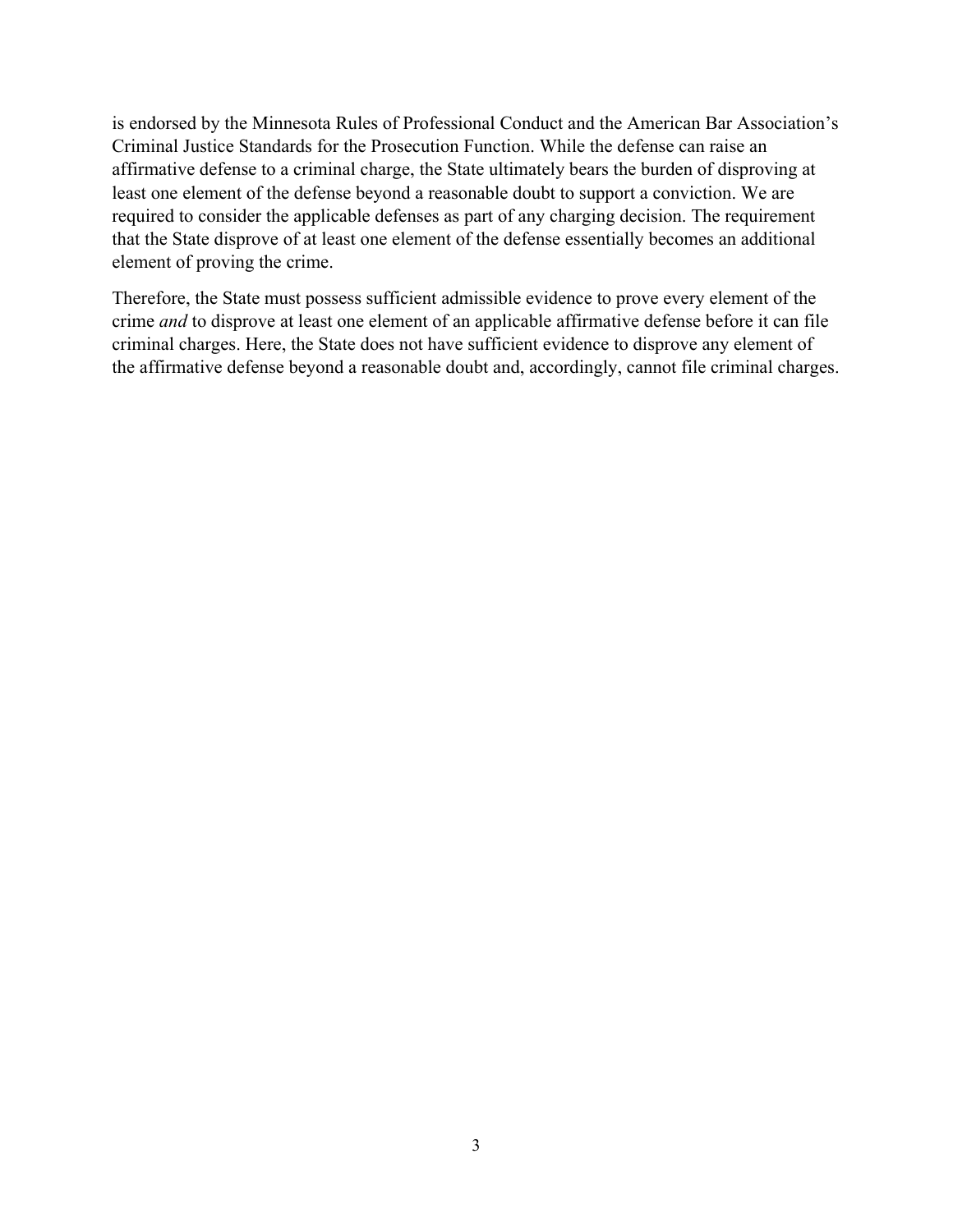is endorsed by the Minnesota Rules of Professional Conduct and the American Bar Association's Criminal Justice Standards for the Prosecution Function. While the defense can raise an affirmative defense to a criminal charge, the State ultimately bears the burden of disproving at least one element of the defense beyond a reasonable doubt to support a conviction. We are required to consider the applicable defenses as part of any charging decision. The requirement that the State disprove of at least one element of the defense essentially becomes an additional element of proving the crime.

Therefore, the State must possess sufficient admissible evidence to prove every element of the crime *and* to disprove at least one element of an applicable affirmative defense before it can file criminal charges. Here, the State does not have sufficient evidence to disprove any element of the affirmative defense beyond a reasonable doubt and, accordingly, cannot file criminal charges.